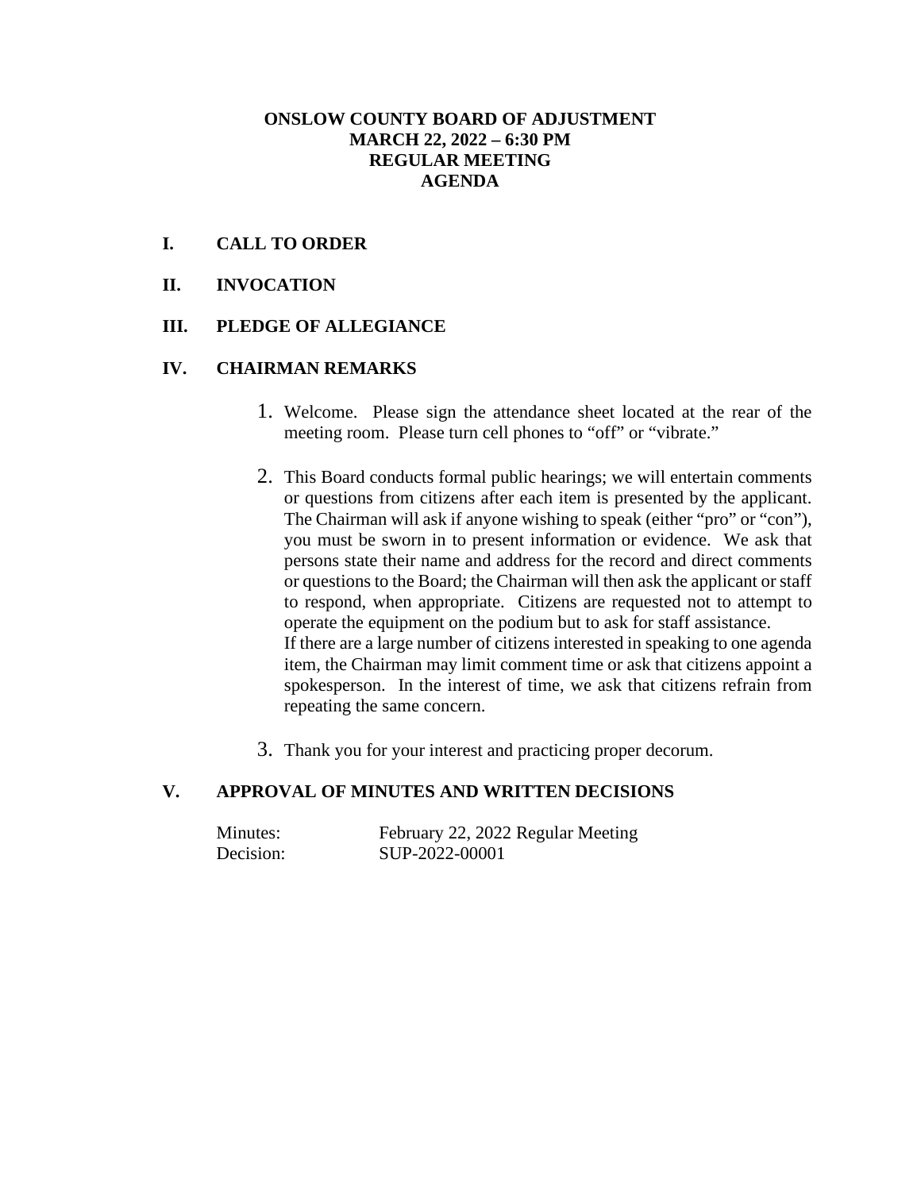# ONSLOW COUNTY BOARD OF ADJUSTMENT
## MARCH 22, 2022 – 6:30 PM
## REGULAR MEETING
## AGENDA

## I. CALL TO ORDER

## II. INVOCATION

## III. PLEDGE OF ALLEGIANCE

## IV. CHAIRMAN REMARKS

1. Welcome. Please sign the attendance sheet located at the rear of the meeting room. Please turn cell phones to "off" or "vibrate."

2. This Board conducts formal public hearings; we will entertain comments or questions from citizens after each item is presented by the applicant. The Chairman will ask if anyone wishing to speak (either "pro" or "con"), you must be sworn in to present information or evidence. We ask that persons state their name and address for the record and direct comments or questions to the Board; the Chairman will then ask the applicant or staff to respond, when appropriate. Citizens are requested not to attempt to operate the equipment on the podium but to ask for staff assistance.
   If there are a large number of citizens interested in speaking to one agenda item, the Chairman may limit comment time or ask that citizens appoint a spokesperson. In the interest of time, we ask that citizens refrain from repeating the same concern.

3. Thank you for your interest and practicing proper decorum.

## V. APPROVAL OF MINUTES AND WRITTEN DECISIONS

Minutes: February 22, 2022 Regular Meeting
Decision: SUP-2022-00001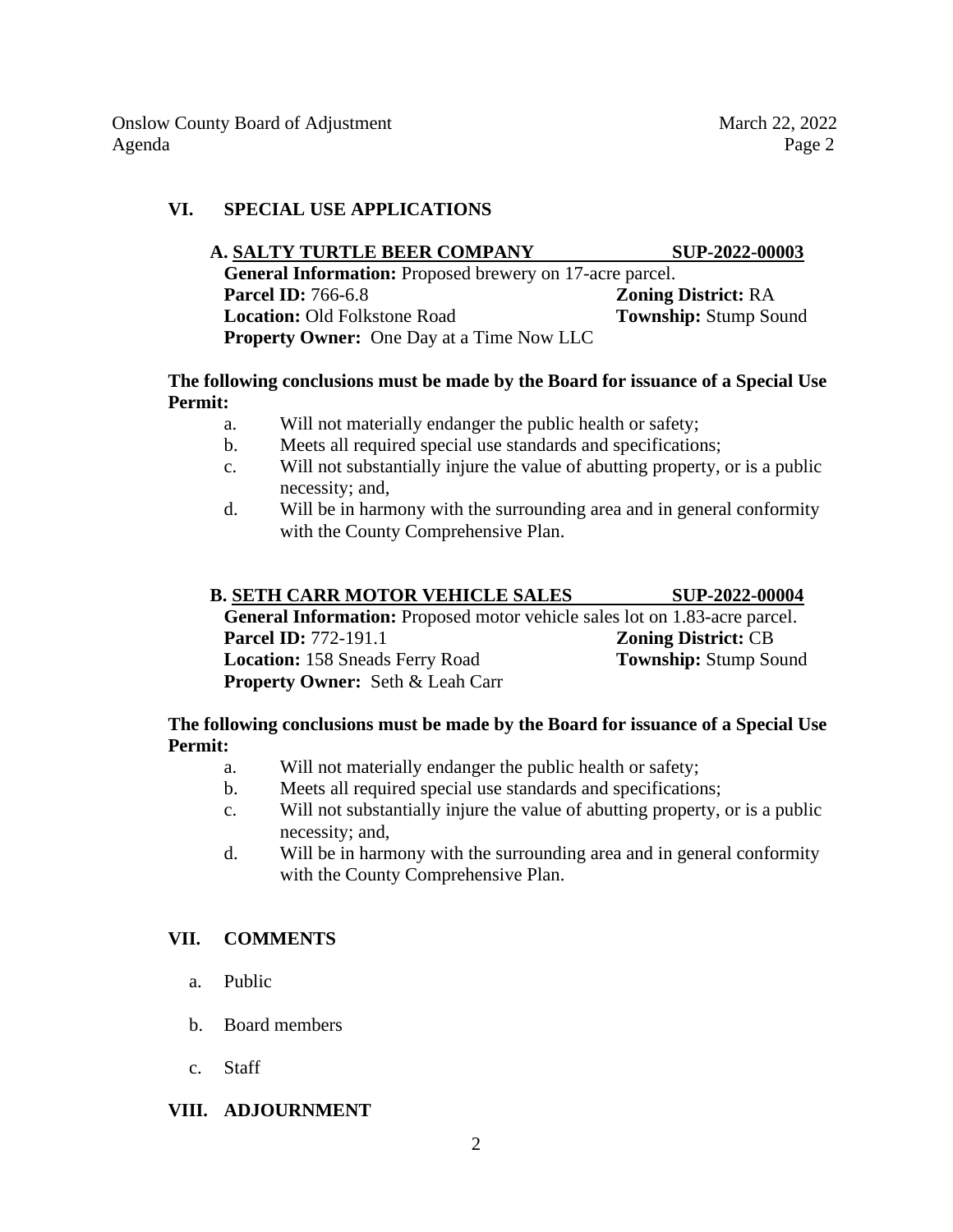## VI. SPECIAL USE APPLICATIONS

### A. SALTY TURTLE BEER COMPANY — SUP-2022-00003

**General Information:** Proposed brewery on 17-acre parcel.
**Parcel ID:** 766-6.8 — **Zoning District:** RA
**Location:** Old Folkstone Road — **Township:** Stump Sound
**Property Owner:** One Day at a Time Now LLC

**The following conclusions must be made by the Board for issuance of a Special Use Permit:**

a. Will not materially endanger the public health or safety;
b. Meets all required special use standards and specifications;
c. Will not substantially injure the value of abutting property, or is a public necessity; and,
d. Will be in harmony with the surrounding area and in general conformity with the County Comprehensive Plan.

### B. SETH CARR MOTOR VEHICLE SALES — SUP-2022-00004

**General Information:** Proposed motor vehicle sales lot on 1.83-acre parcel.
**Parcel ID:** 772-191.1 — **Zoning District:** CB
**Location:** 158 Sneads Ferry Road — **Township:** Stump Sound
**Property Owner:** Seth & Leah Carr

**The following conclusions must be made by the Board for issuance of a Special Use Permit:**

a. Will not materially endanger the public health or safety;
b. Meets all required special use standards and specifications;
c. Will not substantially injure the value of abutting property, or is a public necessity; and,
d. Will be in harmony with the surrounding area and in general conformity with the County Comprehensive Plan.

## VII. COMMENTS

a. Public
b. Board members
c. Staff

## VIII. ADJOURNMENT